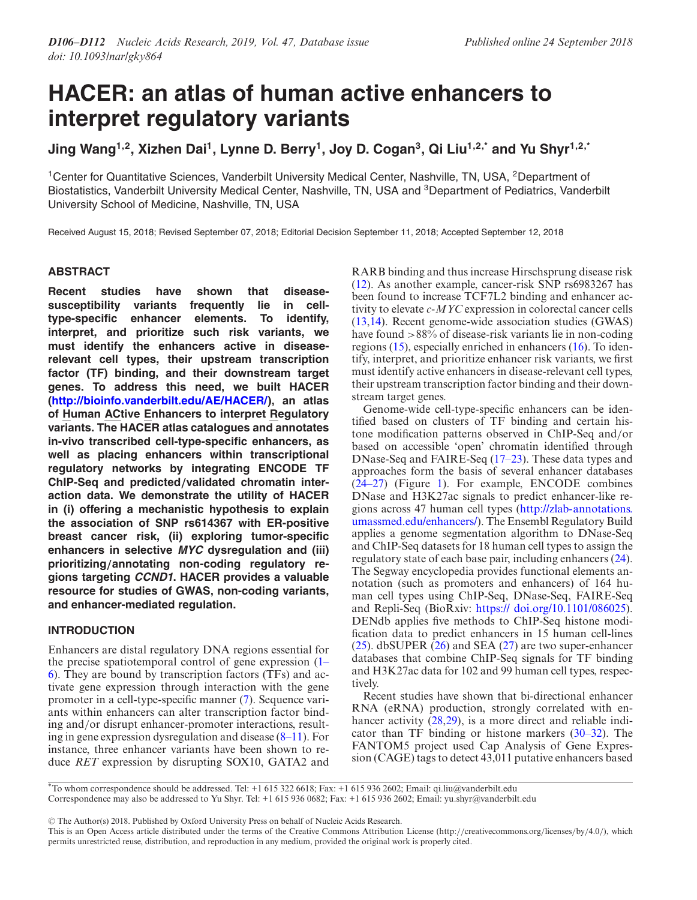# HACER: an atlas of human active enhancers to interpret regulatory variants

**Jing Wang[1,2], Xizhen Dai[1], Lynne D. Berry[1], Joy D. Cogan[3], Qi Liu[1,2,*] and Yu Shyr[1,2,*]**

[1]Center for Quantitative Sciences, Vanderbilt University Medical Center, Nashville, TN, USA, [2]Department of Biostatistics, Vanderbilt University Medical Center, Nashville, TN, USA and [3]Department of Pediatrics, Vanderbilt University School of Medicine, Nashville, TN, USA

Received August 15, 2018; Revised September 07, 2018; Editorial Decision September 11, 2018; Accepted September 12, 2018

## ABSTRACT

**Recent studies have shown that disease-susceptibility variants frequently lie in cell-type-specific enhancer elements. To identify, interpret, and prioritize such risk variants, we must identify the enhancers active in disease-relevant cell types, their upstream transcription factor (TF) binding, and their downstream target genes. To address this need, we built HACER (http://bioinfo.vanderbilt.edu/AE/HACER/), an atlas of Human ACtive Enhancers to interpret Regulatory variants. The HACER atlas catalogues and annotates in-vivo transcribed cell-type-specific enhancers, as well as placing enhancers within transcriptional regulatory networks by integrating ENCODE TF ChIP-Seq and predicted/validated chromatin interaction data. We demonstrate the utility of HACER in (i) offering a mechanistic hypothesis to explain the association of SNP rs614367 with ER-positive breast cancer risk, (ii) exploring tumor-specific enhancers in selective *MYC* dysregulation and (iii) prioritizing/annotating non-coding regulatory regions targeting *CCND1*. HACER provides a valuable resource for studies of GWAS, non-coding variants, and enhancer-mediated regulation.**

## INTRODUCTION

Enhancers are distal regulatory DNA regions essential for the precise spatiotemporal control of gene expression (1–6). They are bound by transcription factors (TFs) and activate gene expression through interaction with the gene promoter in a cell-type-specific manner (7). Sequence variants within enhancers can alter transcription factor binding and/or disrupt enhancer-promoter interactions, resulting in gene expression dysregulation and disease (8–11). For instance, three enhancer variants have been shown to reduce *RET* expression by disrupting SOX10, GATA2 and RARB binding and thus increase Hirschsprung disease risk (12). As another example, cancer-risk SNP rs6983267 has been found to increase TCF7L2 binding and enhancer activity to elevate *c-MYC* expression in colorectal cancer cells (13,14). Recent genome-wide association studies (GWAS) have found >88% of disease-risk variants lie in non-coding regions (15), especially enriched in enhancers (16). To identify, interpret, and prioritize enhancer risk variants, we first must identify active enhancers in disease-relevant cell types, their upstream transcription factor binding and their downstream target genes.

Genome-wide cell-type-specific enhancers can be identified based on clusters of TF binding and certain histone modification patterns observed in ChIP-Seq and/or based on accessible 'open' chromatin identified through DNase-Seq and FAIRE-Seq (17–23). These data types and approaches form the basis of several enhancer databases (24–27) (Figure 1). For example, ENCODE combines DNase and H3K27ac signals to predict enhancer-like regions across 47 human cell types (http://zlab-annotations.umassmed.edu/enhancers/). The Ensembl Regulatory Build applies a genome segmentation algorithm to DNase-Seq and ChIP-Seq datasets for 18 human cell types to assign the regulatory state of each base pair, including enhancers (24). The Segway encyclopedia provides functional elements annotation (such as promoters and enhancers) of 164 human cell types using ChIP-Seq, DNase-Seq, FAIRE-Seq and Repli-Seq (BioRxiv: https:// doi.org/10.1101/086025). DENdb applies five methods to ChIP-Seq histone modification data to predict enhancers in 15 human cell-lines (25). dbSUPER (26) and SEA (27) are two super-enhancer databases that combine ChIP-Seq signals for TF binding and H3K27ac data for 102 and 99 human cell types, respectively.

Recent studies have shown that bi-directional enhancer RNA (eRNA) production, strongly correlated with enhancer activity (28,29), is a more direct and reliable indicator than TF binding or histone markers (30–32). The FANTOM5 project used Cap Analysis of Gene Expression (CAGE) tags to detect 43,011 putative enhancers based

*To whom correspondence should be addressed. Tel: +1 615 322 6618; Fax: +1 615 936 2602; Email: qi.liu@vanderbilt.edu
Correspondence may also be addressed to Yu Shyr. Tel: +1 615 936 0682; Fax: +1 615 936 2602; Email: yu.shyr@vanderbilt.edu

© The Author(s) 2018. Published by Oxford University Press on behalf of Nucleic Acids Research.
This is an Open Access article distributed under the terms of the Creative Commons Attribution License (http://creativecommons.org/licenses/by/4.0/), which permits unrestricted reuse, distribution, and reproduction in any medium, provided the original work is properly cited.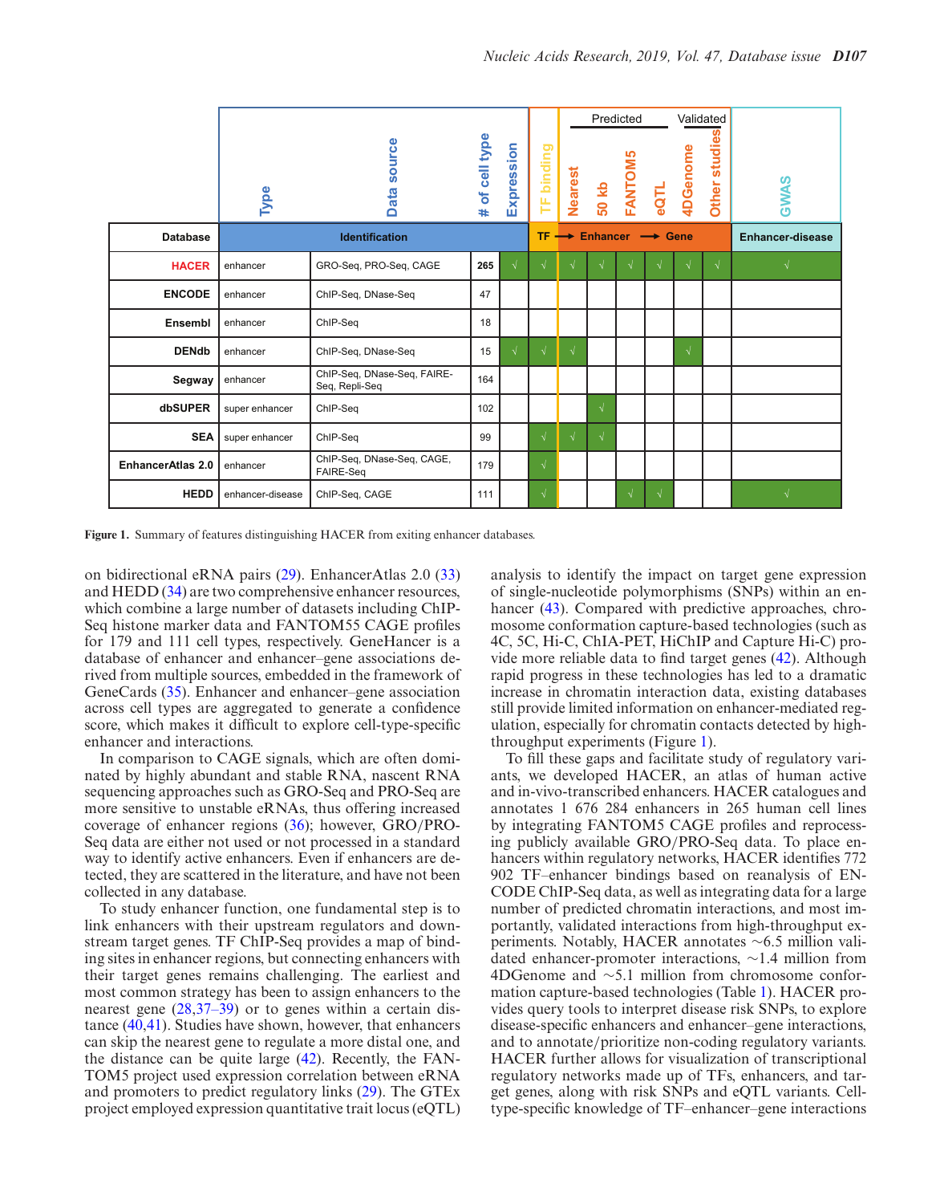| Database | Type | Data source | # of cell type | Expression | TF binding | Nearest | 50 kb | FANTOM5 | eQTL | 4DGenome | Other studies | GWAS |
|---|---|---|---|---|---|---|---|---|---|---|---|---|
| | Identification | | | | TF → | Enhancer (Predicted) | | | → Gene | (Validated) | | Enhancer-disease |
| **HACER** | enhancer | GRO-Seq, PRO-Seq, CAGE | **265** | √ | √ | √ | √ | √ | √ | √ | √ | √ |
| **ENCODE** | enhancer | ChIP-Seq, DNase-Seq | 47 | | | | | | | | | |
| **Ensembl** | enhancer | ChIP-Seq | 18 | | | | | | | | | |
| **DENdb** | enhancer | ChIP-Seq, DNase-Seq | 15 | √ | √ | √ | | | | √ | | |
| **Segway** | enhancer | ChIP-Seq, DNase-Seq, FAIRE-Seq, Repli-Seq | 164 | | | | | | | | | |
| **dbSUPER** | super enhancer | ChIP-Seq | 102 | | | | √ | | | | | |
| **SEA** | super enhancer | ChIP-Seq | 99 | | √ | √ | √ | | | | | |
| **EnhancerAtlas 2.0** | enhancer | ChIP-Seq, DNase-Seq, CAGE, FAIRE-Seq | 179 | | √ | | | | | | | |
| **HEDD** | enhancer-disease | ChIP-Seq, CAGE | 111 | | √ | | | √ | √ | | | √ |

**Figure 1.** Summary of features distinguishing HACER from exiting enhancer databases.

on bidirectional eRNA pairs (29). EnhancerAtlas 2.0 (33) and HEDD (34) are two comprehensive enhancer resources, which combine a large number of datasets including ChIP-Seq histone marker data and FANTOM55 CAGE profiles for 179 and 111 cell types, respectively. GeneHancer is a database of enhancer and enhancer–gene associations derived from multiple sources, embedded in the framework of GeneCards (35). Enhancer and enhancer–gene association across cell types are aggregated to generate a confidence score, which makes it difficult to explore cell-type-specific enhancer and interactions.

In comparison to CAGE signals, which are often dominated by highly abundant and stable RNA, nascent RNA sequencing approaches such as GRO-Seq and PRO-Seq are more sensitive to unstable eRNAs, thus offering increased coverage of enhancer regions (36); however, GRO/PRO-Seq data are either not used or not processed in a standard way to identify active enhancers. Even if enhancers are detected, they are scattered in the literature, and have not been collected in any database.

To study enhancer function, one fundamental step is to link enhancers with their upstream regulators and downstream target genes. TF ChIP-Seq provides a map of binding sites in enhancer regions, but connecting enhancers with their target genes remains challenging. The earliest and most common strategy has been to assign enhancers to the nearest gene (28,37–39) or to genes within a certain distance (40,41). Studies have shown, however, that enhancers can skip the nearest gene to regulate a more distal one, and the distance can be quite large (42). Recently, the FANTOM5 project used expression correlation between eRNA and promoters to predict regulatory links (29). The GTEx project employed expression quantitative trait locus (eQTL) analysis to identify the impact on target gene expression of single-nucleotide polymorphisms (SNPs) within an enhancer (43). Compared with predictive approaches, chromosome conformation capture-based technologies (such as 4C, 5C, Hi-C, ChIA-PET, HiChIP and Capture Hi-C) provide more reliable data to find target genes (42). Although rapid progress in these technologies has led to a dramatic increase in chromatin interaction data, existing databases still provide limited information on enhancer-mediated regulation, especially for chromatin contacts detected by high-throughput experiments (Figure 1).

To fill these gaps and facilitate study of regulatory variants, we developed HACER, an atlas of human active and in-vivo-transcribed enhancers. HACER catalogues and annotates 1 676 284 enhancers in 265 human cell lines by integrating FANTOM5 CAGE profiles and reprocessing publicly available GRO/PRO-Seq data. To place enhancers within regulatory networks, HACER identifies 772 902 TF–enhancer bindings based on reanalysis of ENCODE ChIP-Seq data, as well as integrating data for a large number of predicted chromatin interactions, and most importantly, validated interactions from high-throughput experiments. Notably, HACER annotates ~6.5 million validated enhancer-promoter interactions, ~1.4 million from 4DGenome and ~5.1 million from chromosome conformation capture-based technologies (Table 1). HACER provides query tools to interpret disease risk SNPs, to explore disease-specific enhancers and enhancer–gene interactions, and to annotate/prioritize non-coding regulatory variants. HACER further allows for visualization of transcriptional regulatory networks made up of TFs, enhancers, and target genes, along with risk SNPs and eQTL variants. Cell-type-specific knowledge of TF–enhancer–gene interactions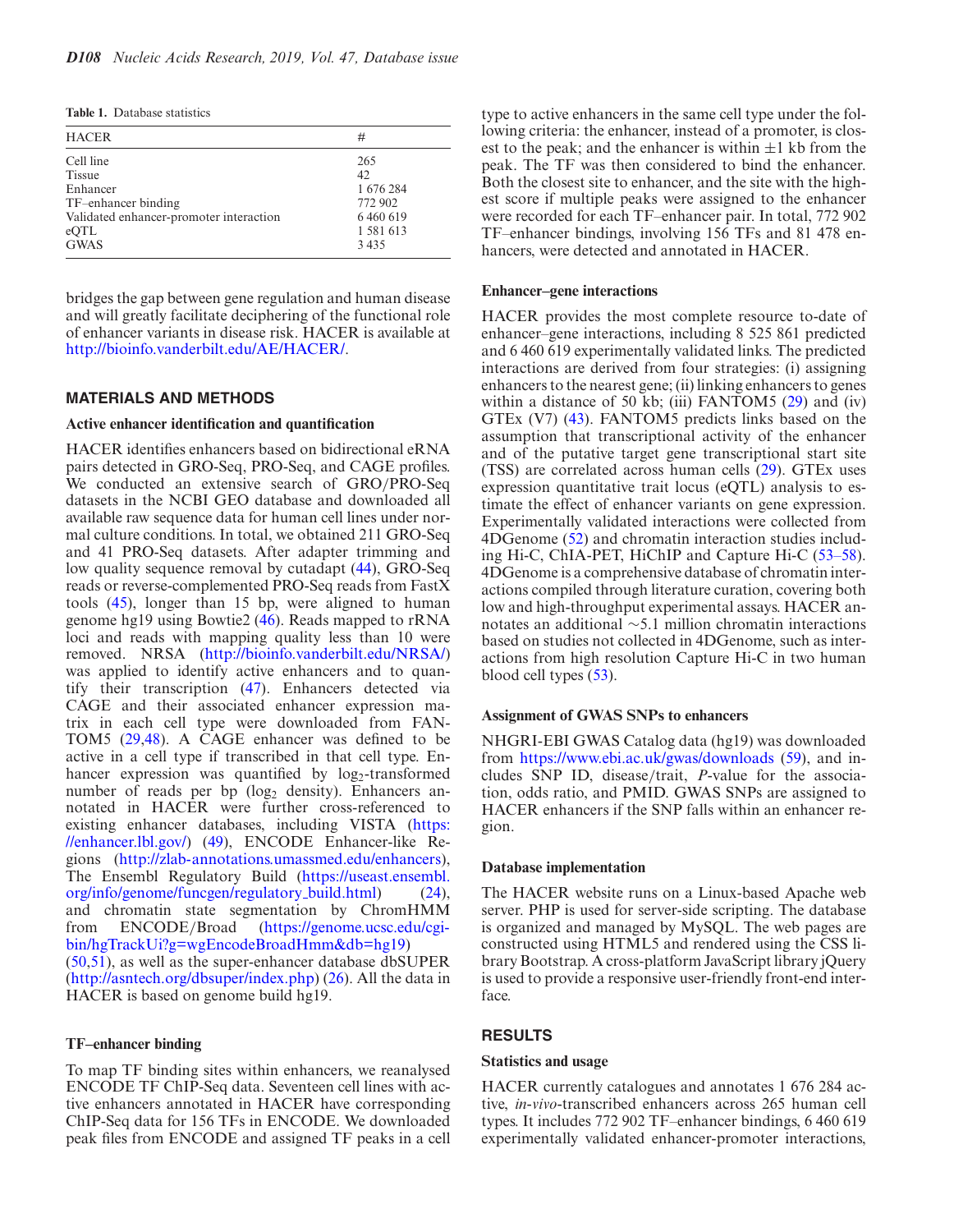**Table 1.** Database statistics

| HACER | # |
|---|---|
| Cell line | 265 |
| Tissue | 42 |
| Enhancer | 1 676 284 |
| TF–enhancer binding | 772 902 |
| Validated enhancer-promoter interaction | 6 460 619 |
| eQTL | 1 581 613 |
| GWAS | 3 435 |

bridges the gap between gene regulation and human disease and will greatly facilitate deciphering of the functional role of enhancer variants in disease risk. HACER is available at http://bioinfo.vanderbilt.edu/AE/HACER/.

## MATERIALS AND METHODS

### Active enhancer identification and quantification

HACER identifies enhancers based on bidirectional eRNA pairs detected in GRO-Seq, PRO-Seq, and CAGE profiles. We conducted an extensive search of GRO/PRO-Seq datasets in the NCBI GEO database and downloaded all available raw sequence data for human cell lines under normal culture conditions. In total, we obtained 211 GRO-Seq and 41 PRO-Seq datasets. After adapter trimming and low quality sequence removal by cutadapt (44), GRO-Seq reads or reverse-complemented PRO-Seq reads from FastX tools (45), longer than 15 bp, were aligned to human genome hg19 using Bowtie2 (46). Reads mapped to rRNA loci and reads with mapping quality less than 10 were removed. NRSA (http://bioinfo.vanderbilt.edu/NRSA/) was applied to identify active enhancers and to quantify their transcription (47). Enhancers detected via CAGE and their associated enhancer expression matrix in each cell type were downloaded from FANTOM5 (29,48). A CAGE enhancer was defined to be active in a cell type if transcribed in that cell type. Enhancer expression was quantified by $\log_2$-transformed number of reads per bp ($\log_2$ density). Enhancers annotated in HACER were further cross-referenced to existing enhancer databases, including VISTA (https://enhancer.lbl.gov/) (49), ENCODE Enhancer-like Regions (http://zlab-annotations.umassmed.edu/enhancers), The Ensembl Regulatory Build (https://useast.ensembl.org/info/genome/funcgen/regulatory_build.html) (24), and chromatin state segmentation by ChromHMM from ENCODE/Broad (https://genome.ucsc.edu/cgi-bin/hgTrackUi?g=wgEncodeBroadHmm&db=hg19) (50,51), as well as the super-enhancer database dbSUPER (http://asntech.org/dbsuper/index.php) (26). All the data in HACER is based on genome build hg19.

### TF–enhancer binding

To map TF binding sites within enhancers, we reanalysed ENCODE TF ChIP-Seq data. Seventeen cell lines with active enhancers annotated in HACER have corresponding ChIP-Seq data for 156 TFs in ENCODE. We downloaded peak files from ENCODE and assigned TF peaks in a cell type to active enhancers in the same cell type under the following criteria: the enhancer, instead of a promoter, is closest to the peak; and the enhancer is within ±1 kb from the peak. The TF was then considered to bind the enhancer. Both the closest site to enhancer, and the site with the highest score if multiple peaks were assigned to the enhancer were recorded for each TF–enhancer pair. In total, 772 902 TF–enhancer bindings, involving 156 TFs and 81 478 enhancers, were detected and annotated in HACER.

### Enhancer–gene interactions

HACER provides the most complete resource to-date of enhancer–gene interactions, including 8 525 861 predicted and 6 460 619 experimentally validated links. The predicted interactions are derived from four strategies: (i) assigning enhancers to the nearest gene; (ii) linking enhancers to genes within a distance of 50 kb; (iii) FANTOM5 (29) and (iv) GTEx (V7) (43). FANTOM5 predicts links based on the assumption that transcriptional activity of the enhancer and of the putative target gene transcriptional start site (TSS) are correlated across human cells (29). GTEx uses expression quantitative trait locus (eQTL) analysis to estimate the effect of enhancer variants on gene expression. Experimentally validated interactions were collected from 4DGenome (52) and chromatin interaction studies including Hi-C, ChIA-PET, HiChIP and Capture Hi-C (53–58). 4DGenome is a comprehensive database of chromatin interactions compiled through literature curation, covering both low and high-throughput experimental assays. HACER annotates an additional ∼5.1 million chromatin interactions based on studies not collected in 4DGenome, such as interactions from high resolution Capture Hi-C in two human blood cell types (53).

### Assignment of GWAS SNPs to enhancers

NHGRI-EBI GWAS Catalog data (hg19) was downloaded from https://www.ebi.ac.uk/gwas/downloads (59), and includes SNP ID, disease/trait, *P*-value for the association, odds ratio, and PMID. GWAS SNPs are assigned to HACER enhancers if the SNP falls within an enhancer region.

### Database implementation

The HACER website runs on a Linux-based Apache web server. PHP is used for server-side scripting. The database is organized and managed by MySQL. The web pages are constructed using HTML5 and rendered using the CSS library Bootstrap. A cross-platform JavaScript library jQuery is used to provide a responsive user-friendly front-end interface.

## RESULTS

### Statistics and usage

HACER currently catalogues and annotates 1 676 284 active, *in-vivo*-transcribed enhancers across 265 human cell types. It includes 772 902 TF–enhancer bindings, 6 460 619 experimentally validated enhancer-promoter interactions,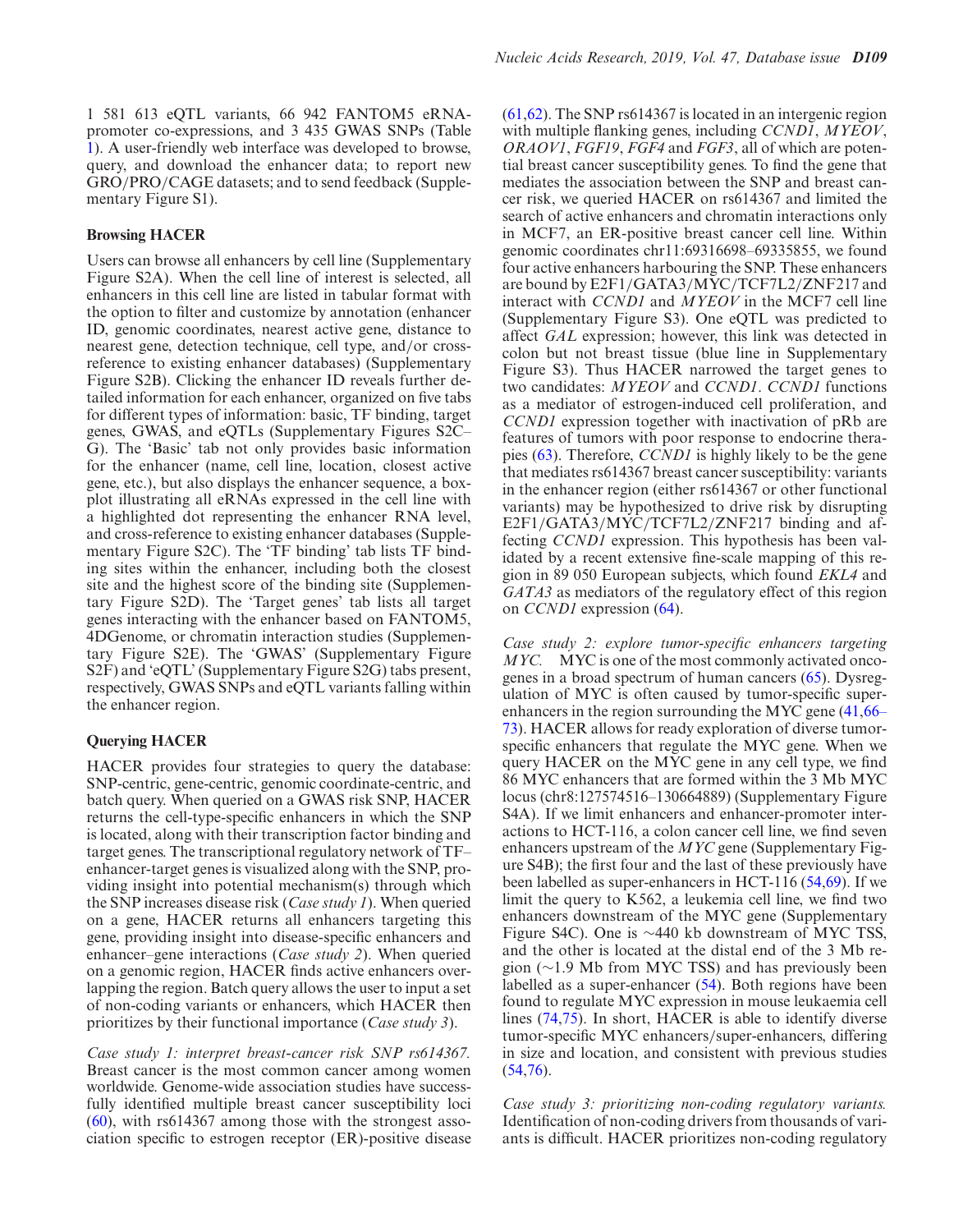1 581 613 eQTL variants, 66 942 FANTOM5 eRNA-promoter co-expressions, and 3 435 GWAS SNPs (Table 1). A user-friendly web interface was developed to browse, query, and download the enhancer data; to report new GRO/PRO/CAGE datasets; and to send feedback (Supplementary Figure S1).

### Browsing HACER

Users can browse all enhancers by cell line (Supplementary Figure S2A). When the cell line of interest is selected, all enhancers in this cell line are listed in tabular format with the option to filter and customize by annotation (enhancer ID, genomic coordinates, nearest active gene, distance to nearest gene, detection technique, cell type, and/or cross-reference to existing enhancer databases) (Supplementary Figure S2B). Clicking the enhancer ID reveals further detailed information for each enhancer, organized on five tabs for different types of information: basic, TF binding, target genes, GWAS, and eQTLs (Supplementary Figures S2C–G). The 'Basic' tab not only provides basic information for the enhancer (name, cell line, location, closest active gene, etc.), but also displays the enhancer sequence, a boxplot illustrating all eRNAs expressed in the cell line with a highlighted dot representing the enhancer RNA level, and cross-reference to existing enhancer databases (Supplementary Figure S2C). The 'TF binding' tab lists TF binding sites within the enhancer, including both the closest site and the highest score of the binding site (Supplementary Figure S2D). The 'Target genes' tab lists all target genes interacting with the enhancer based on FANTOM5, 4DGenome, or chromatin interaction studies (Supplementary Figure S2E). The 'GWAS' (Supplementary Figure S2F) and 'eQTL' (Supplementary Figure S2G) tabs present, respectively, GWAS SNPs and eQTL variants falling within the enhancer region.

### Querying HACER

HACER provides four strategies to query the database: SNP-centric, gene-centric, genomic coordinate-centric, and batch query. When queried on a GWAS risk SNP, HACER returns the cell-type-specific enhancers in which the SNP is located, along with their transcription factor binding and target genes. The transcriptional regulatory network of TF–enhancer-target genes is visualized along with the SNP, providing insight into potential mechanism(s) through which the SNP increases disease risk (*Case study 1*). When queried on a gene, HACER returns all enhancers targeting this gene, providing insight into disease-specific enhancers and enhancer–gene interactions (*Case study 2*). When queried on a genomic region, HACER finds active enhancers overlapping the region. Batch query allows the user to input a set of non-coding variants or enhancers, which HACER then prioritizes by their functional importance (*Case study 3*).

*Case study 1: interpret breast-cancer risk SNP rs614367.* Breast cancer is the most common cancer among women worldwide. Genome-wide association studies have successfully identified multiple breast cancer susceptibility loci (60), with rs614367 among those with the strongest association specific to estrogen receptor (ER)-positive disease (61,62). The SNP rs614367 is located in an intergenic region with multiple flanking genes, including *CCND1*, *MYEOV*, *ORAOV1*, *FGF19*, *FGF4* and *FGF3*, all of which are potential breast cancer susceptibility genes. To find the gene that mediates the association between the SNP and breast cancer risk, we queried HACER on rs614367 and limited the search of active enhancers and chromatin interactions only in MCF7, an ER-positive breast cancer cell line. Within genomic coordinates chr11:69316698–69335855, we found four active enhancers harbouring the SNP. These enhancers are bound by E2F1/GATA3/MYC/TCF7L2/ZNF217 and interact with *CCND1* and *MYEOV* in the MCF7 cell line (Supplementary Figure S3). One eQTL was predicted to affect *GAL* expression; however, this link was detected in colon but not breast tissue (blue line in Supplementary Figure S3). Thus HACER narrowed the target genes to two candidates: *MYEOV* and *CCND1*. *CCND1* functions as a mediator of estrogen-induced cell proliferation, and *CCND1* expression together with inactivation of pRb are features of tumors with poor response to endocrine therapies (63). Therefore, *CCND1* is highly likely to be the gene that mediates rs614367 breast cancer susceptibility: variants in the enhancer region (either rs614367 or other functional variants) may be hypothesized to drive risk by disrupting E2F1/GATA3/MYC/TCF7L2/ZNF217 binding and affecting *CCND1* expression. This hypothesis has been validated by a recent extensive fine-scale mapping of this region in 89 050 European subjects, which found *EKL4* and *GATA3* as mediators of the regulatory effect of this region on *CCND1* expression (64).

*Case study 2: explore tumor-specific enhancers targeting MYC.* MYC is one of the most commonly activated oncogenes in a broad spectrum of human cancers (65). Dysregulation of MYC is often caused by tumor-specific super-enhancers in the region surrounding the MYC gene (41,66–73). HACER allows for ready exploration of diverse tumor-specific enhancers that regulate the MYC gene. When we query HACER on the MYC gene in any cell type, we find 86 MYC enhancers that are formed within the 3 Mb MYC locus (chr8:127574516–130664889) (Supplementary Figure S4A). If we limit enhancers and enhancer-promoter interactions to HCT-116, a colon cancer cell line, we find seven enhancers upstream of the *MYC* gene (Supplementary Figure S4B); the first four and the last of these previously have been labelled as super-enhancers in HCT-116 (54,69). If we limit the query to K562, a leukemia cell line, we find two enhancers downstream of the MYC gene (Supplementary Figure S4C). One is ∼440 kb downstream of MYC TSS, and the other is located at the distal end of the 3 Mb region (∼1.9 Mb from MYC TSS) and has previously been labelled as a super-enhancer (54). Both regions have been found to regulate MYC expression in mouse leukaemia cell lines (74,75). In short, HACER is able to identify diverse tumor-specific MYC enhancers/super-enhancers, differing in size and location, and consistent with previous studies (54,76).

*Case study 3: prioritizing non-coding regulatory variants.* Identification of non-coding drivers from thousands of variants is difficult. HACER prioritizes non-coding regulatory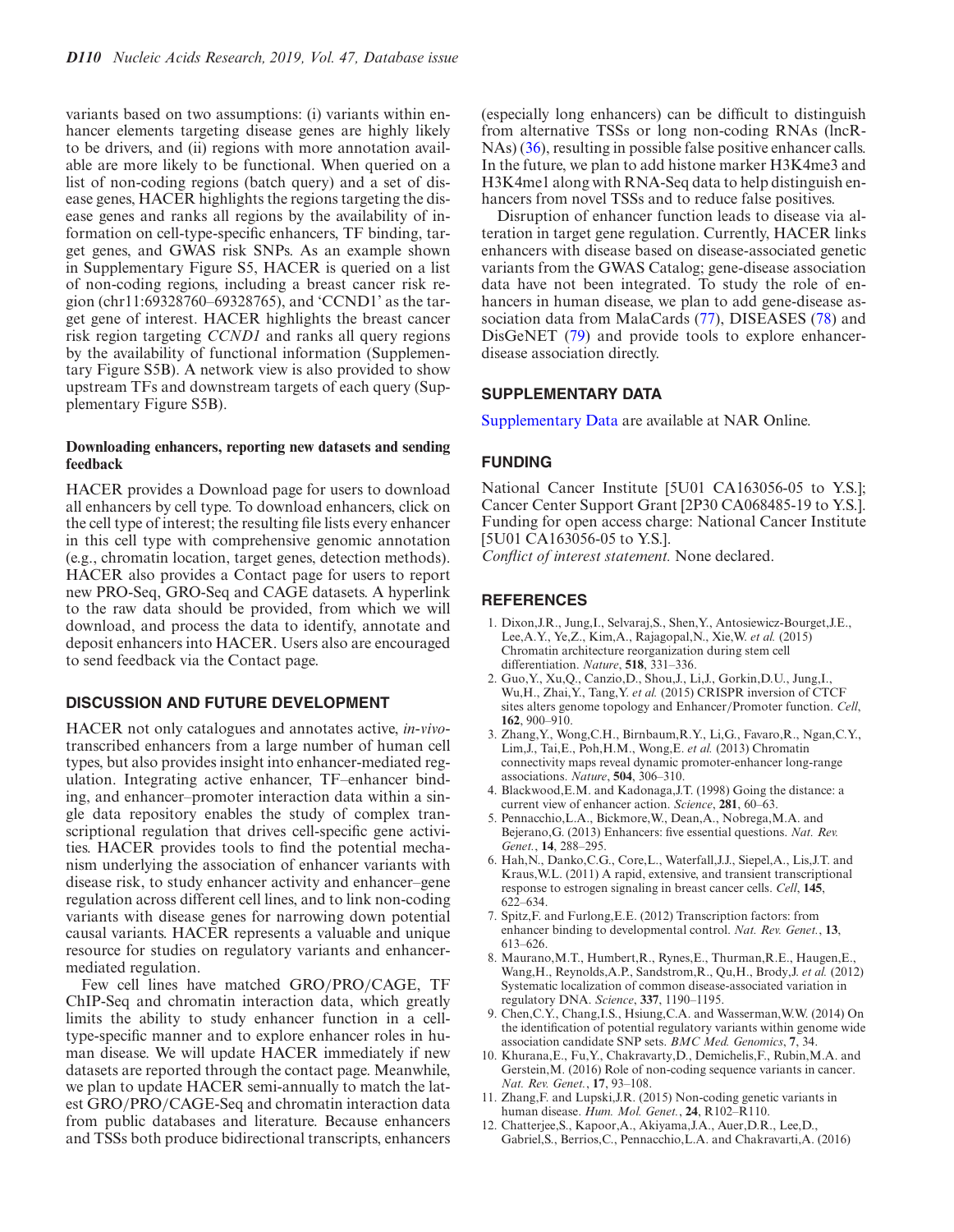variants based on two assumptions: (i) variants within enhancer elements targeting disease genes are highly likely to be drivers, and (ii) regions with more annotation available are more likely to be functional. When queried on a list of non-coding regions (batch query) and a set of disease genes, HACER highlights the regions targeting the disease genes and ranks all regions by the availability of information on cell-type-specific enhancers, TF binding, target genes, and GWAS risk SNPs. As an example shown in Supplementary Figure S5, HACER is queried on a list of non-coding regions, including a breast cancer risk region (chr11:69328760–69328765), and 'CCND1' as the target gene of interest. HACER highlights the breast cancer risk region targeting *CCND1* and ranks all query regions by the availability of functional information (Supplementary Figure S5B). A network view is also provided to show upstream TFs and downstream targets of each query (Supplementary Figure S5B).

### Downloading enhancers, reporting new datasets and sending feedback

HACER provides a Download page for users to download all enhancers by cell type. To download enhancers, click on the cell type of interest; the resulting file lists every enhancer in this cell type with comprehensive genomic annotation (e.g., chromatin location, target genes, detection methods). HACER also provides a Contact page for users to report new PRO-Seq, GRO-Seq and CAGE datasets. A hyperlink to the raw data should be provided, from which we will download, and process the data to identify, annotate and deposit enhancers into HACER. Users also are encouraged to send feedback via the Contact page.

## DISCUSSION AND FUTURE DEVELOPMENT

HACER not only catalogues and annotates active, *in-vivo*-transcribed enhancers from a large number of human cell types, but also provides insight into enhancer-mediated regulation. Integrating active enhancer, TF–enhancer binding, and enhancer–promoter interaction data within a single data repository enables the study of complex transcriptional regulation that drives cell-specific gene activities. HACER provides tools to find the potential mechanism underlying the association of enhancer variants with disease risk, to study enhancer activity and enhancer–gene regulation across different cell lines, and to link non-coding variants with disease genes for narrowing down potential causal variants. HACER represents a valuable and unique resource for studies on regulatory variants and enhancer-mediated regulation.

Few cell lines have matched GRO/PRO/CAGE, TF ChIP-Seq and chromatin interaction data, which greatly limits the ability to study enhancer function in a cell-type-specific manner and to explore enhancer roles in human disease. We will update HACER immediately if new datasets are reported through the contact page. Meanwhile, we plan to update HACER semi-annually to match the latest GRO/PRO/CAGE-Seq and chromatin interaction data from public databases and literature. Because enhancers and TSSs both produce bidirectional transcripts, enhancers (especially long enhancers) can be difficult to distinguish from alternative TSSs or long non-coding RNAs (lncRNAs) (36), resulting in possible false positive enhancer calls. In the future, we plan to add histone marker H3K4me3 and H3K4me1 along with RNA-Seq data to help distinguish enhancers from novel TSSs and to reduce false positives.

Disruption of enhancer function leads to disease via alteration in target gene regulation. Currently, HACER links enhancers with disease based on disease-associated genetic variants from the GWAS Catalog; gene-disease association data have not been integrated. To study the role of enhancers in human disease, we plan to add gene-disease association data from MalaCards (77), DISEASES (78) and DisGeNET (79) and provide tools to explore enhancer-disease association directly.

## SUPPLEMENTARY DATA

Supplementary Data are available at NAR Online.

## FUNDING

National Cancer Institute [5U01 CA163056-05 to Y.S.]; Cancer Center Support Grant [2P30 CA068485-19 to Y.S.]. Funding for open access charge: National Cancer Institute [5U01 CA163056-05 to Y.S.].

*Conflict of interest statement.* None declared.

## REFERENCES

1. Dixon,J.R., Jung,I., Selvaraj,S., Shen,Y., Antosiewicz-Bourget,J.E., Lee,A.Y., Ye,Z., Kim,A., Rajagopal,N., Xie,W. *et al.* (2015) Chromatin architecture reorganization during stem cell differentiation. *Nature*, **518**, 331–336.
2. Guo,Y., Xu,Q., Canzio,D., Shou,J., Li,J., Gorkin,D.U., Jung,I., Wu,H., Zhai,Y., Tang,Y. *et al.* (2015) CRISPR inversion of CTCF sites alters genome topology and Enhancer/Promoter function. *Cell*, **162**, 900–910.
3. Zhang,Y., Wong,C.H., Birnbaum,R.Y., Li,G., Favaro,R., Ngan,C.Y., Lim,J., Tai,E., Poh,H.M., Wong,E. *et al.* (2013) Chromatin connectivity maps reveal dynamic promoter-enhancer long-range associations. *Nature*, **504**, 306–310.
4. Blackwood,E.M. and Kadonaga,J.T. (1998) Going the distance: a current view of enhancer action. *Science*, **281**, 60–63.
5. Pennacchio,L.A., Bickmore,W., Dean,A., Nobrega,M.A. and Bejerano,G. (2013) Enhancers: five essential questions. *Nat. Rev. Genet.*, **14**, 288–295.
6. Hah,N., Danko,C.G., Core,L., Waterfall,J.J., Siepel,A., Lis,J.T. and Kraus,W.L. (2011) A rapid, extensive, and transient transcriptional response to estrogen signaling in breast cancer cells. *Cell*, **145**, 622–634.
7. Spitz,F. and Furlong,E.E. (2012) Transcription factors: from enhancer binding to developmental control. *Nat. Rev. Genet.*, **13**, 613–626.
8. Maurano,M.T., Humbert,R., Rynes,E., Thurman,R.E., Haugen,E., Wang,H., Reynolds,A.P., Sandstrom,R., Qu,H., Brody,J. *et al.* (2012) Systematic localization of common disease-associated variation in regulatory DNA. *Science*, **337**, 1190–1195.
9. Chen,C.Y., Chang,I.S., Hsiung,C.A. and Wasserman,W.W. (2014) On the identification of potential regulatory variants within genome wide association candidate SNP sets. *BMC Med. Genomics*, **7**, 34.
10. Khurana,E., Fu,Y., Chakravarty,D., Demichelis,F., Rubin,M.A. and Gerstein,M. (2016) Role of non-coding sequence variants in cancer. *Nat. Rev. Genet.*, **17**, 93–108.
11. Zhang,F. and Lupski,J.R. (2015) Non-coding genetic variants in human disease. *Hum. Mol. Genet.*, **24**, R102–R110.
12. Chatterjee,S., Kapoor,A., Akiyama,J.A., Auer,D.R., Lee,D., Gabriel,S., Berrios,C., Pennacchio,L.A. and Chakravarti,A. (2016)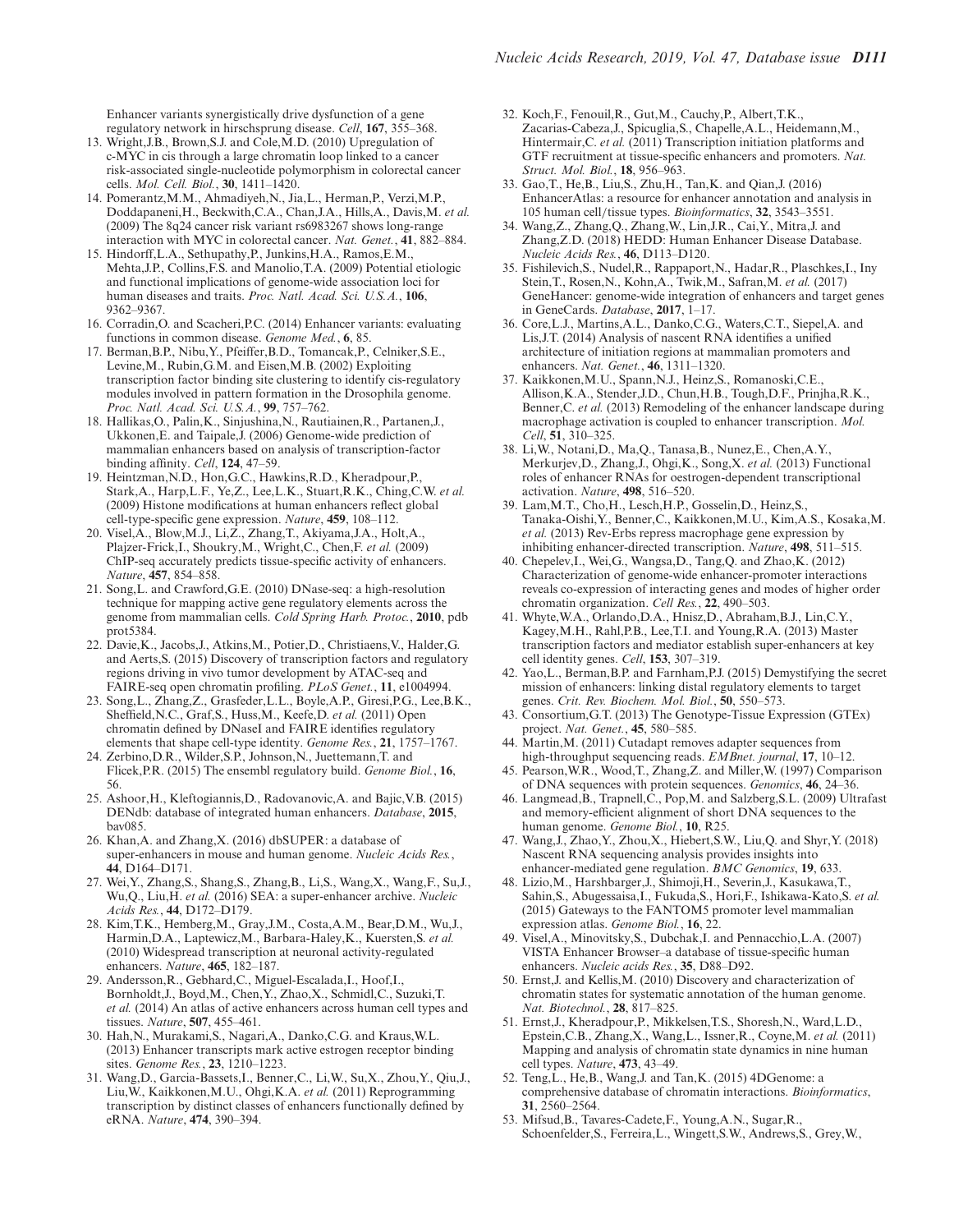Enhancer variants synergistically drive dysfunction of a gene regulatory network in hirschsprung disease. *Cell*, **167**, 355–368.

13. Wright,J.B., Brown,S.J. and Cole,M.D. (2010) Upregulation of c-MYC in cis through a large chromatin loop linked to a cancer risk-associated single-nucleotide polymorphism in colorectal cancer cells. *Mol. Cell. Biol.*, **30**, 1411–1420.
14. Pomerantz,M.M., Ahmadiyeh,N., Jia,L., Herman,P., Verzi,M.P., Doddapaneni,H., Beckwith,C.A., Chan,J.A., Hills,A., Davis,M. *et al.* (2009) The 8q24 cancer risk variant rs6983267 shows long-range interaction with MYC in colorectal cancer. *Nat. Genet.*, **41**, 882–884.
15. Hindorff,L.A., Sethupathy,P., Junkins,H.A., Ramos,E.M., Mehta,J.P., Collins,F.S. and Manolio,T.A. (2009) Potential etiologic and functional implications of genome-wide association loci for human diseases and traits. *Proc. Natl. Acad. Sci. U.S.A.*, **106**, 9362–9367.
16. Corradin,O. and Scacheri,P.C. (2014) Enhancer variants: evaluating functions in common disease. *Genome Med.*, **6**, 85.
17. Berman,B.P., Nibu,Y., Pfeiffer,B.D., Tomancak,P., Celniker,S.E., Levine,M., Rubin,G.M. and Eisen,M.B. (2002) Exploiting transcription factor binding site clustering to identify cis-regulatory modules involved in pattern formation in the Drosophila genome. *Proc. Natl. Acad. Sci. U.S.A.*, **99**, 757–762.
18. Hallikas,O., Palin,K., Sinjushina,N., Rautiainen,R., Partanen,J., Ukkonen,E. and Taipale,J. (2006) Genome-wide prediction of mammalian enhancers based on analysis of transcription-factor binding affinity. *Cell*, **124**, 47–59.
19. Heintzman,N.D., Hon,G.C., Hawkins,R.D., Kheradpour,P., Stark,A., Harp,L.F., Ye,Z., Lee,L.K., Stuart,R.K., Ching,C.W. *et al.* (2009) Histone modifications at human enhancers reflect global cell-type-specific gene expression. *Nature*, **459**, 108–112.
20. Visel,A., Blow,M.J., Li,Z., Zhang,T., Akiyama,J.A., Holt,A., Plajzer-Frick,I., Shoukry,M., Wright,C., Chen,F. *et al.* (2009) ChIP-seq accurately predicts tissue-specific activity of enhancers. *Nature*, **457**, 854–858.
21. Song,L. and Crawford,G.E. (2010) DNase-seq: a high-resolution technique for mapping active gene regulatory elements across the genome from mammalian cells. *Cold Spring Harb. Protoc.*, **2010**, pdb prot5384.
22. Davie,K., Jacobs,J., Atkins,M., Potier,D., Christiaens,V., Halder,G. and Aerts,S. (2015) Discovery of transcription factors and regulatory regions driving in vivo tumor development by ATAC-seq and FAIRE-seq open chromatin profiling. *PLoS Genet.*, **11**, e1004994.
23. Song,L., Zhang,Z., Grasfeder,L.L., Boyle,A.P., Giresi,P.G., Lee,B.K., Sheffield,N.C., Graf,S., Huss,M., Keefe,D. *et al.* (2011) Open chromatin defined by DNaseI and FAIRE identifies regulatory elements that shape cell-type identity. *Genome Res.*, **21**, 1757–1767.
24. Zerbino,D.R., Wilder,S.P., Johnson,N., Juettemann,T. and Flicek,P.R. (2015) The ensembl regulatory build. *Genome Biol.*, **16**, 56.
25. Ashoor,H., Kleftogiannis,D., Radovanovic,A. and Bajic,V.B. (2015) DENdb: database of integrated human enhancers. *Database*, **2015**, bav085.
26. Khan,A. and Zhang,X. (2016) dbSUPER: a database of super-enhancers in mouse and human genome. *Nucleic Acids Res.*, **44**, D164–D171.
27. Wei,Y., Zhang,S., Shang,S., Zhang,B., Li,S., Wang,X., Wang,F., Su,J., Wu,Q., Liu,H. *et al.* (2016) SEA: a super-enhancer archive. *Nucleic Acids Res.*, **44**, D172–D179.
28. Kim,T.K., Hemberg,M., Gray,J.M., Costa,A.M., Bear,D.M., Wu,J., Harmin,D.A., Laptewicz,M., Barbara-Haley,K., Kuersten,S. *et al.* (2010) Widespread transcription at neuronal activity-regulated enhancers. *Nature*, **465**, 182–187.
29. Andersson,R., Gebhard,C., Miguel-Escalada,I., Hoof,I., Bornholdt,J., Boyd,M., Chen,Y., Zhao,X., Schmidl,C., Suzuki,T. *et al.* (2014) An atlas of active enhancers across human cell types and tissues. *Nature*, **507**, 455–461.
30. Hah,N., Murakami,S., Nagari,A., Danko,C.G. and Kraus,W.L. (2013) Enhancer transcripts mark active estrogen receptor binding sites. *Genome Res.*, **23**, 1210–1223.
31. Wang,D., Garcia-Bassets,I., Benner,C., Li,W., Su,X., Zhou,Y., Qiu,J., Liu,W., Kaikkonen,M.U., Ohgi,K.A. *et al.* (2011) Reprogramming transcription by distinct classes of enhancers functionally defined by eRNA. *Nature*, **474**, 390–394.
32. Koch,F., Fenouil,R., Gut,M., Cauchy,P., Albert,T.K., Zacarias-Cabeza,J., Spicuglia,S., Chapelle,A.L., Heidemann,M., Hintermair,C. *et al.* (2011) Transcription initiation platforms and GTF recruitment at tissue-specific enhancers and promoters. *Nat. Struct. Mol. Biol.*, **18**, 956–963.
33. Gao,T., He,B., Liu,S., Zhu,H., Tan,K. and Qian,J. (2016) EnhancerAtlas: a resource for enhancer annotation and analysis in 105 human cell/tissue types. *Bioinformatics*, **32**, 3543–3551.
34. Wang,Z., Zhang,Q., Zhang,W., Lin,J.R., Cai,Y., Mitra,J. and Zhang,Z.D. (2018) HEDD: Human Enhancer Disease Database. *Nucleic Acids Res.*, **46**, D113–D120.
35. Fishilevich,S., Nudel,R., Rappaport,N., Hadar,R., Plaschkes,I., Iny Stein,T., Rosen,N., Kohn,A., Twik,M., Safran,M. *et al.* (2017) GeneHancer: genome-wide integration of enhancers and target genes in GeneCards. *Database*, **2017**, 1–17.
36. Core,L.J., Martins,A.L., Danko,C.G., Waters,C.T., Siepel,A. and Lis,J.T. (2014) Analysis of nascent RNA identifies a unified architecture of initiation regions at mammalian promoters and enhancers. *Nat. Genet.*, **46**, 1311–1320.
37. Kaikkonen,M.U., Spann,N.J., Heinz,S., Romanoski,C.E., Allison,K.A., Stender,J.D., Chun,H.B., Tough,D.F., Prinjha,R.K., Benner,C. *et al.* (2013) Remodeling of the enhancer landscape during macrophage activation is coupled to enhancer transcription. *Mol. Cell*, **51**, 310–325.
38. Li,W., Notani,D., Ma,Q., Tanasa,B., Nunez,E., Chen,A.Y., Merkurjev,D., Zhang,J., Ohgi,K., Song,X. *et al.* (2013) Functional roles of enhancer RNAs for oestrogen-dependent transcriptional activation. *Nature*, **498**, 516–520.
39. Lam,M.T., Cho,H., Lesch,H.P., Gosselin,D., Heinz,S., Tanaka-Oishi,Y., Benner,C., Kaikkonen,M.U., Kim,A.S., Kosaka,M. *et al.* (2013) Rev-Erbs repress macrophage gene expression by inhibiting enhancer-directed transcription. *Nature*, **498**, 511–515.
40. Chepelev,I., Wei,G., Wangsa,D., Tang,Q. and Zhao,K. (2012) Characterization of genome-wide enhancer-promoter interactions reveals co-expression of interacting genes and modes of higher order chromatin organization. *Cell Res.*, **22**, 490–503.
41. Whyte,W.A., Orlando,D.A., Hnisz,D., Abraham,B.J., Lin,C.Y., Kagey,M.H., Rahl,P.B., Lee,T.I. and Young,R.A. (2013) Master transcription factors and mediator establish super-enhancers at key cell identity genes. *Cell*, **153**, 307–319.
42. Yao,L., Berman,B.P. and Farnham,P.J. (2015) Demystifying the secret mission of enhancers: linking distal regulatory elements to target genes. *Crit. Rev. Biochem. Mol. Biol.*, **50**, 550–573.
43. Consortium,G.T. (2013) The Genotype-Tissue Expression (GTEx) project. *Nat. Genet.*, **45**, 580–585.
44. Martin,M. (2011) Cutadapt removes adapter sequences from high-throughput sequencing reads. *EMBnet. journal*, **17**, 10–12.
45. Pearson,W.R., Wood,T., Zhang,Z. and Miller,W. (1997) Comparison of DNA sequences with protein sequences. *Genomics*, **46**, 24–36.
46. Langmead,B., Trapnell,C., Pop,M. and Salzberg,S.L. (2009) Ultrafast and memory-efficient alignment of short DNA sequences to the human genome. *Genome Biol.*, **10**, R25.
47. Wang,J., Zhao,Y., Zhou,X., Hiebert,S.W., Liu,Q. and Shyr,Y. (2018) Nascent RNA sequencing analysis provides insights into enhancer-mediated gene regulation. *BMC Genomics*, **19**, 633.
48. Lizio,M., Harshbarger,J., Shimoji,H., Severin,J., Kasukawa,T., Sahin,S., Abugessaisa,I., Fukuda,S., Hori,F., Ishikawa-Kato,S. *et al.* (2015) Gateways to the FANTOM5 promoter level mammalian expression atlas. *Genome Biol.*, **16**, 22.
49. Visel,A., Minovitsky,S., Dubchak,I. and Pennacchio,L.A. (2007) VISTA Enhancer Browser–a database of tissue-specific human enhancers. *Nucleic Acids Res.*, **35**, D88–D92.
50. Ernst,J. and Kellis,M. (2010) Discovery and characterization of chromatin states for systematic annotation of the human genome. *Nat. Biotechnol.*, **28**, 817–825.
51. Ernst,J., Kheradpour,P., Mikkelsen,T.S., Shoresh,N., Ward,L.D., Epstein,C.B., Zhang,X., Wang,L., Issner,R., Coyne,M. *et al.* (2011) Mapping and analysis of chromatin state dynamics in nine human cell types. *Nature*, **473**, 43–49.
52. Teng,L., He,B., Wang,J. and Tan,K. (2015) 4DGenome: a comprehensive database of chromatin interactions. *Bioinformatics*, **31**, 2560–2564.
53. Mifsud,B., Tavares-Cadete,F., Young,A.N., Sugar,R., Schoenfelder,S., Ferreira,L., Wingett,S.W., Andrews,S., Grey,W.,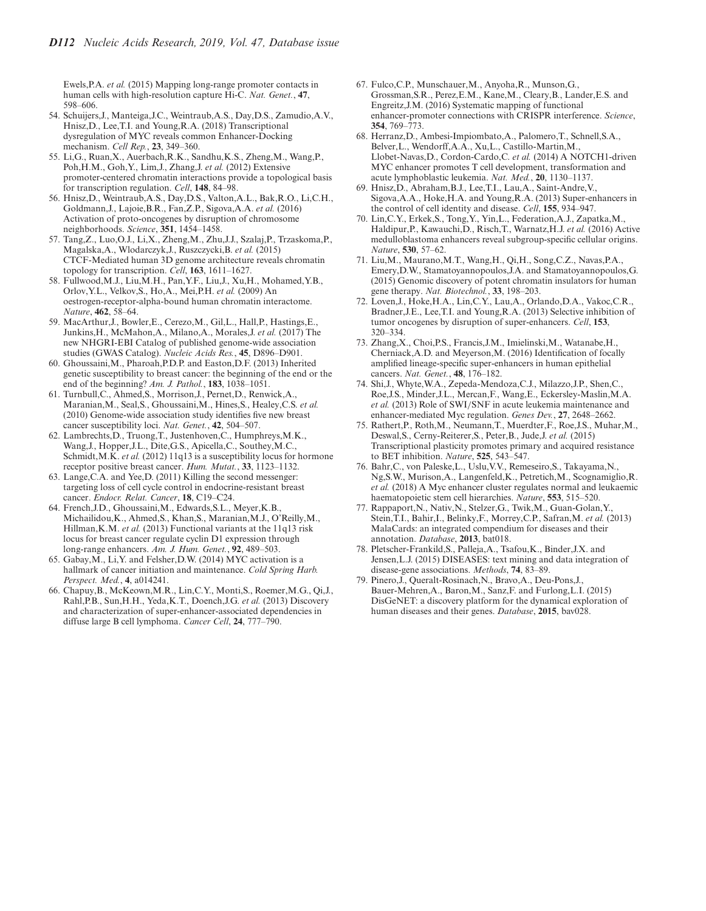Ewels,P.A. *et al.* (2015) Mapping long-range promoter contacts in human cells with high-resolution capture Hi-C. *Nat. Genet.*, **47**, 598–606.

54. Schuijers,J., Manteiga,J.C., Weintraub,A.S., Day,D.S., Zamudio,A.V., Hnisz,D., Lee,T.I. and Young,R.A. (2018) Transcriptional dysregulation of MYC reveals common Enhancer-Docking mechanism. *Cell Rep.*, **23**, 349–360.
55. Li,G., Ruan,X., Auerbach,R.K., Sandhu,K.S., Zheng,M., Wang,P., Poh,H.M., Goh,Y., Lim,J., Zhang,J. *et al.* (2012) Extensive promoter-centered chromatin interactions provide a topological basis for transcription regulation. *Cell*, **148**, 84–98.
56. Hnisz,D., Weintraub,A.S., Day,D.S., Valton,A.L., Bak,R.O., Li,C.H., Goldmann,J., Lajoie,B.R., Fan,Z.P., Sigova,A.A. *et al.* (2016) Activation of proto-oncogenes by disruption of chromosome neighborhoods. *Science*, **351**, 1454–1458.
57. Tang,Z., Luo,O.J., Li,X., Zheng,M., Zhu,J.J., Szalaj,P., Trzaskoma,P., Magalska,A., Wlodarczyk,J., Ruszczycki,B. *et al.* (2015) CTCF-Mediated human 3D genome architecture reveals chromatin topology for transcription. *Cell*, **163**, 1611–1627.
58. Fullwood,M.J., Liu,M.H., Pan,Y.F., Liu,J., Xu,H., Mohamed,Y.B., Orlov,Y.L., Velkov,S., Ho,A., Mei,P.H. *et al.* (2009) An oestrogen-receptor-alpha-bound human chromatin interactome. *Nature*, **462**, 58–64.
59. MacArthur,J., Bowler,E., Cerezo,M., Gil,L., Hall,P., Hastings,E., Junkins,H., McMahon,A., Milano,A., Morales,J. *et al.* (2017) The new NHGRI-EBI Catalog of published genome-wide association studies (GWAS Catalog). *Nucleic Acids Res.*, **45**, D896–D901.
60. Ghoussaini,M., Pharoah,P.D.P. and Easton,D.F. (2013) Inherited genetic susceptibility to breast cancer: the beginning of the end or the end of the beginning? *Am. J. Pathol.*, **183**, 1038–1051.
61. Turnbull,C., Ahmed,S., Morrison,J., Pernet,D., Renwick,A., Maranian,M., Seal,S., Ghoussaini,M., Hines,S., Healey,C.S. *et al.* (2010) Genome-wide association study identifies five new breast cancer susceptibility loci. *Nat. Genet.*, **42**, 504–507.
62. Lambrechts,D., Truong,T., Justenhoven,C., Humphreys,M.K., Wang,J., Hopper,J.L., Dite,G.S., Apicella,C., Southey,M.C., Schmidt,M.K. *et al.* (2012) 11q13 is a susceptibility locus for hormone receptor positive breast cancer. *Hum. Mutat.*, **33**, 1123–1132.
63. Lange,C.A. and Yee,D. (2011) Killing the second messenger: targeting loss of cell cycle control in endocrine-resistant breast cancer. *Endocr. Relat. Cancer*, **18**, C19–C24.
64. French,J.D., Ghoussaini,M., Edwards,S.L., Meyer,K.B., Michailidou,K., Ahmed,S., Khan,S., Maranian,M.J., O'Reilly,M., Hillman,K.M. *et al.* (2013) Functional variants at the 11q13 risk locus for breast cancer regulate cyclin D1 expression through long-range enhancers. *Am. J. Hum. Genet.*, **92**, 489–503.
65. Gabay,M., Li,Y. and Felsher,D.W. (2014) MYC activation is a hallmark of cancer initiation and maintenance. *Cold Spring Harb. Perspect. Med.*, **4**, a014241.
66. Chapuy,B., McKeown,M.R., Lin,C.Y., Monti,S., Roemer,M.G., Qi,J., Rahl,P.B., Sun,H.H., Yeda,K.T., Doench,J.G. *et al.* (2013) Discovery and characterization of super-enhancer-associated dependencies in diffuse large B cell lymphoma. *Cancer Cell*, **24**, 777–790.
67. Fulco,C.P., Munschauer,M., Anyoha,R., Munson,G., Grossman,S.R., Perez,E.M., Kane,M., Cleary,B., Lander,E.S. and Engreitz,J.M. (2016) Systematic mapping of functional enhancer-promoter connections with CRISPR interference. *Science*, **354**, 769–773.
68. Herranz,D., Ambesi-Impiombato,A., Palomero,T., Schnell,S.A., Belver,L., Wendorff,A.A., Xu,L., Castillo-Martin,M., Llobet-Navas,D., Cordon-Cardo,C. *et al.* (2014) A NOTCH1-driven MYC enhancer promotes T cell development, transformation and acute lymphoblastic leukemia. *Nat. Med.*, **20**, 1130–1137.
69. Hnisz,D., Abraham,B.J., Lee,T.I., Lau,A., Saint-Andre,V., Sigova,A.A., Hoke,H.A. and Young,R.A. (2013) Super-enhancers in the control of cell identity and disease. *Cell*, **155**, 934–947.
70. Lin,C.Y., Erkek,S., Tong,Y., Yin,L., Federation,A.J., Zapatka,M., Haldipur,P., Kawauchi,D., Risch,T., Warnatz,H.J. *et al.* (2016) Active medulloblastoma enhancers reveal subgroup-specific cellular origins. *Nature*, **530**, 57–62.
71. Liu,M., Maurano,M.T., Wang,H., Qi,H., Song,C.Z., Navas,P.A., Emery,D.W., Stamatoyannopoulos,J.A. and Stamatoyannopoulos,G. (2015) Genomic discovery of potent chromatin insulators for human gene therapy. *Nat. Biotechnol.*, **33**, 198–203.
72. Loven,J., Hoke,H.A., Lin,C.Y., Lau,A., Orlando,D.A., Vakoc,C.R., Bradner,J.E., Lee,T.I. and Young,R.A. (2013) Selective inhibition of tumor oncogenes by disruption of super-enhancers. *Cell*, **153**, 320–334.
73. Zhang,X., Choi,P.S., Francis,J.M., Imielinski,M., Watanabe,H., Cherniack,A.D. and Meyerson,M. (2016) Identification of focally amplified lineage-specific super-enhancers in human epithelial cancers. *Nat. Genet.*, **48**, 176–182.
74. Shi,J., Whyte,W.A., Zepeda-Mendoza,C.J., Milazzo,J.P., Shen,C., Roe,J.S., Minder,J.L., Mercan,F., Wang,E., Eckersley-Maslin,M.A. *et al.* (2013) Role of SWI/SNF in acute leukemia maintenance and enhancer-mediated Myc regulation. *Genes Dev.*, **27**, 2648–2662.
75. Rathert,P., Roth,M., Neumann,T., Muerdter,F., Roe,J.S., Muhar,M., Deswal,S., Cerny-Reiterer,S., Peter,B., Jude,J. *et al.* (2015) Transcriptional plasticity promotes primary and acquired resistance to BET inhibition. *Nature*, **525**, 543–547.
76. Bahr,C., von Paleske,L., Uslu,V.V., Remeseiro,S., Takayama,N., Ng,S.W., Murison,A., Langenfeld,K., Petretich,M., Scognamiglio,R. *et al.* (2018) A Myc enhancer cluster regulates normal and leukaemic haematopoietic stem cell hierarchies. *Nature*, **553**, 515–520.
77. Rappaport,N., Nativ,N., Stelzer,G., Twik,M., Guan-Golan,Y., Stein,T.I., Bahir,I., Belinky,F., Morrey,C.P., Safran,M. *et al.* (2013) MalaCards: an integrated compendium for diseases and their annotation. *Database*, **2013**, bat018.
78. Pletscher-Frankild,S., Palleja,A., Tsafou,K., Binder,J.X. and Jensen,L.J. (2015) DISEASES: text mining and data integration of disease-gene associations. *Methods*, **74**, 83–89.
79. Pinero,J., Queralt-Rosinach,N., Bravo,A., Deu-Pons,J., Bauer-Mehren,A., Baron,M., Sanz,F. and Furlong,L.I. (2015) DisGeNET: a discovery platform for the dynamical exploration of human diseases and their genes. *Database*, **2015**, bav028.